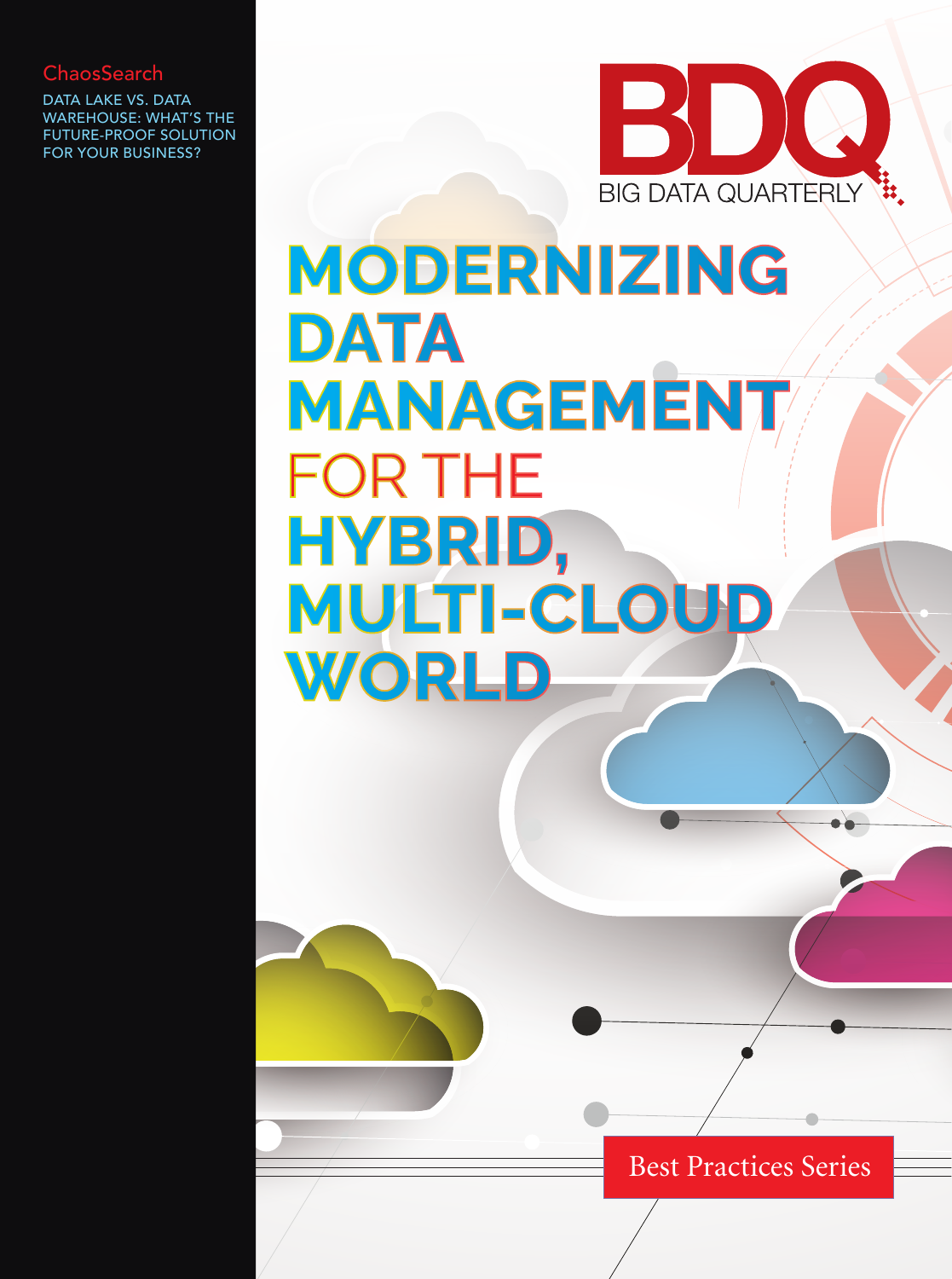ChaosSearch

DATA LAKE VS. DATA WAREHOUSE: WHAT'S THE FUTURE-PROOF SOLUTION FOR YOUR BUSINESS?

BDQ

BIG DATA QUARTERLY

# MODERNIZING DATA MANAGEMENT FOR THE HYBRID, MULTI-CLOUD WORLD

Best Practices Series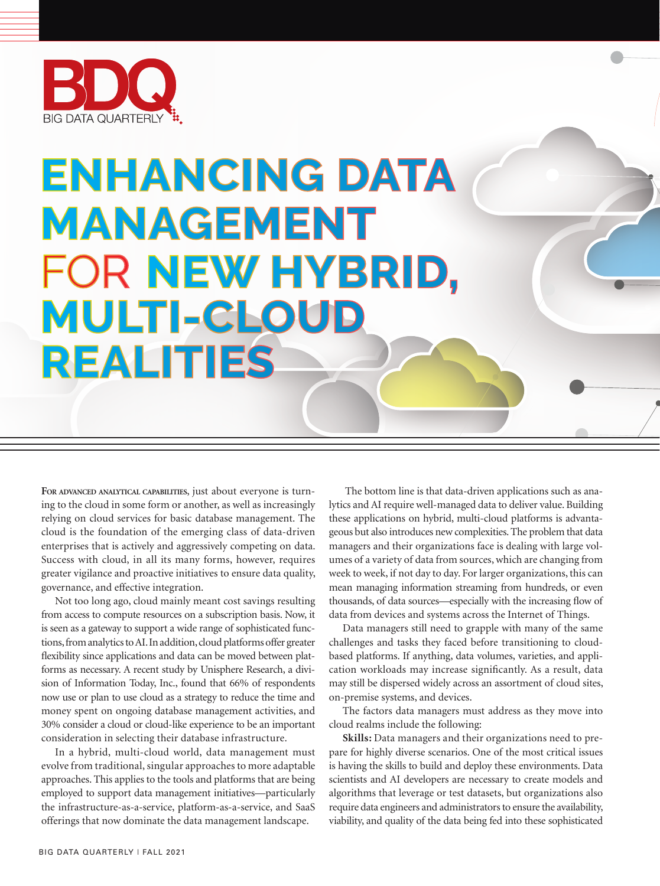# ENHANCING DATA MANAGEMENT FOR NEW HYBRID, MULTI-CLOUD REALITIES

**For advanced analytical capabilities,** just about everyone is turning to the cloud in some form or another, as well as increasingly relying on cloud services for basic database management. The cloud is the foundation of the emerging class of data-driven enterprises that is actively and aggressively competing on data. Success with cloud, in all its many forms, however, requires greater vigilance and proactive initiatives to ensure data quality, governance, and effective integration.

Not too long ago, cloud mainly meant cost savings resulting from access to compute resources on a subscription basis. Now, it is seen as a gateway to support a wide range of sophisticated functions, from analytics to AI. In addition, cloud platforms offer greater flexibility since applications and data can be moved between platforms as necessary. A recent study by Unisphere Research, a division of Information Today, Inc., found that 66% of respondents now use or plan to use cloud as a strategy to reduce the time and money spent on ongoing database management activities, and 30% consider a cloud or cloud-like experience to be an important consideration in selecting their database infrastructure.

In a hybrid, multi-cloud world, data management must evolve from traditional, singular approaches to more adaptable approaches. This applies to the tools and platforms that are being employed to support data management initiatives—particularly the infrastructure-as-a-service, platform-as-a-service, and SaaS offerings that now dominate the data management landscape.

The bottom line is that data-driven applications such as analytics and AI require well-managed data to deliver value. Building these applications on hybrid, multi-cloud platforms is advantageous but also introduces new complexities. The problem that data managers and their organizations face is dealing with large volumes of a variety of data from sources, which are changing from week to week, if not day to day. For larger organizations, this can mean managing information streaming from hundreds, or even thousands, of data sources—especially with the increasing flow of data from devices and systems across the Internet of Things.

Data managers still need to grapple with many of the same challenges and tasks they faced before transitioning to cloud-based platforms. If anything, data volumes, varieties, and application workloads may increase significantly. As a result, data may still be dispersed widely across an assortment of cloud sites, on-premise systems, and devices.

The factors data managers must address as they move into cloud realms include the following:

**Skills:** Data managers and their organizations need to prepare for highly diverse scenarios. One of the most critical issues is having the skills to build and deploy these environments. Data scientists and AI developers are necessary to create models and algorithms that leverage or test datasets, but organizations also require data engineers and administrators to ensure the availability, viability, and quality of the data being fed into these sophisticated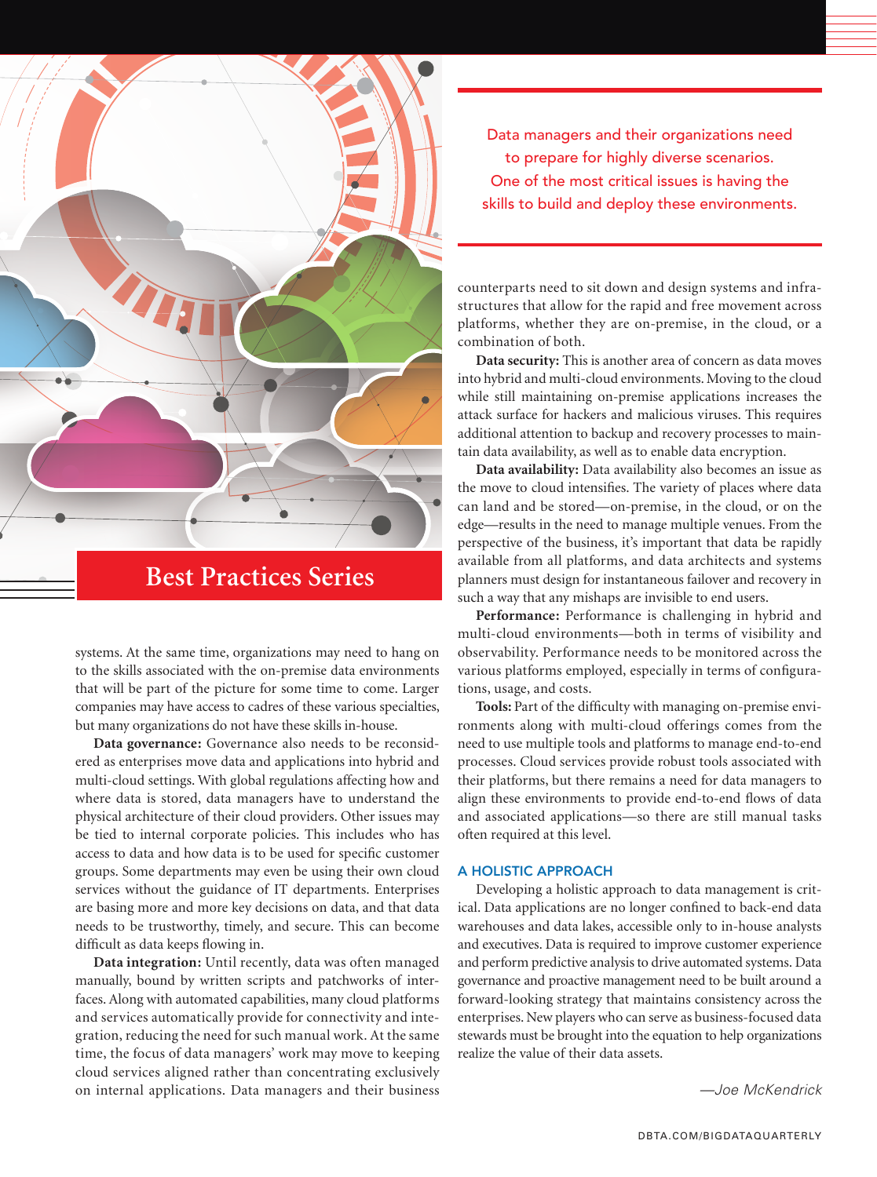Best Practices Series

systems. At the same time, organizations may need to hang on to the skills associated with the on-premise data environments that will be part of the picture for some time to come. Larger companies may have access to cadres of these various specialties, but many organizations do not have these skills in-house.

**Data governance:** Governance also needs to be reconsidered as enterprises move data and applications into hybrid and multi-cloud settings. With global regulations affecting how and where data is stored, data managers have to understand the physical architecture of their cloud providers. Other issues may be tied to internal corporate policies. This includes who has access to data and how data is to be used for specific customer groups. Some departments may even be using their own cloud services without the guidance of IT departments. Enterprises are basing more and more key decisions on data, and that data needs to be trustworthy, timely, and secure. This can become difficult as data keeps flowing in.

**Data integration:** Until recently, data was often managed manually, bound by written scripts and patchworks of interfaces. Along with automated capabilities, many cloud platforms and services automatically provide for connectivity and integration, reducing the need for such manual work. At the same time, the focus of data managers' work may move to keeping cloud services aligned rather than concentrating exclusively on internal applications. Data managers and their business counterparts need to sit down and design systems and infrastructures that allow for the rapid and free movement across platforms, whether they are on-premise, in the cloud, or a combination of both.

> Data managers and their organizations need to prepare for highly diverse scenarios. One of the most critical issues is having the skills to build and deploy these environments.

**Data security:** This is another area of concern as data moves into hybrid and multi-cloud environments. Moving to the cloud while still maintaining on-premise applications increases the attack surface for hackers and malicious viruses. This requires additional attention to backup and recovery processes to maintain data availability, as well as to enable data encryption.

**Data availability:** Data availability also becomes an issue as the move to cloud intensifies. The variety of places where data can land and be stored—on-premise, in the cloud, or on the edge—results in the need to manage multiple venues. From the perspective of the business, it's important that data be rapidly available from all platforms, and data architects and systems planners must design for instantaneous failover and recovery in such a way that any mishaps are invisible to end users.

**Performance:** Performance is challenging in hybrid and multi-cloud environments—both in terms of visibility and observability. Performance needs to be monitored across the various platforms employed, especially in terms of configurations, usage, and costs.

**Tools:** Part of the difficulty with managing on-premise environments along with multi-cloud offerings comes from the need to use multiple tools and platforms to manage end-to-end processes. Cloud services provide robust tools associated with their platforms, but there remains a need for data managers to align these environments to provide end-to-end flows of data and associated applications—so there are still manual tasks often required at this level.

## A HOLISTIC APPROACH

Developing a holistic approach to data management is critical. Data applications are no longer confined to back-end data warehouses and data lakes, accessible only to in-house analysts and executives. Data is required to improve customer experience and perform predictive analysis to drive automated systems. Data governance and proactive management need to be built around a forward-looking strategy that maintains consistency across the enterprises. New players who can serve as business-focused data stewards must be brought into the equation to help organizations realize the value of their data assets.

*—Joe McKendrick*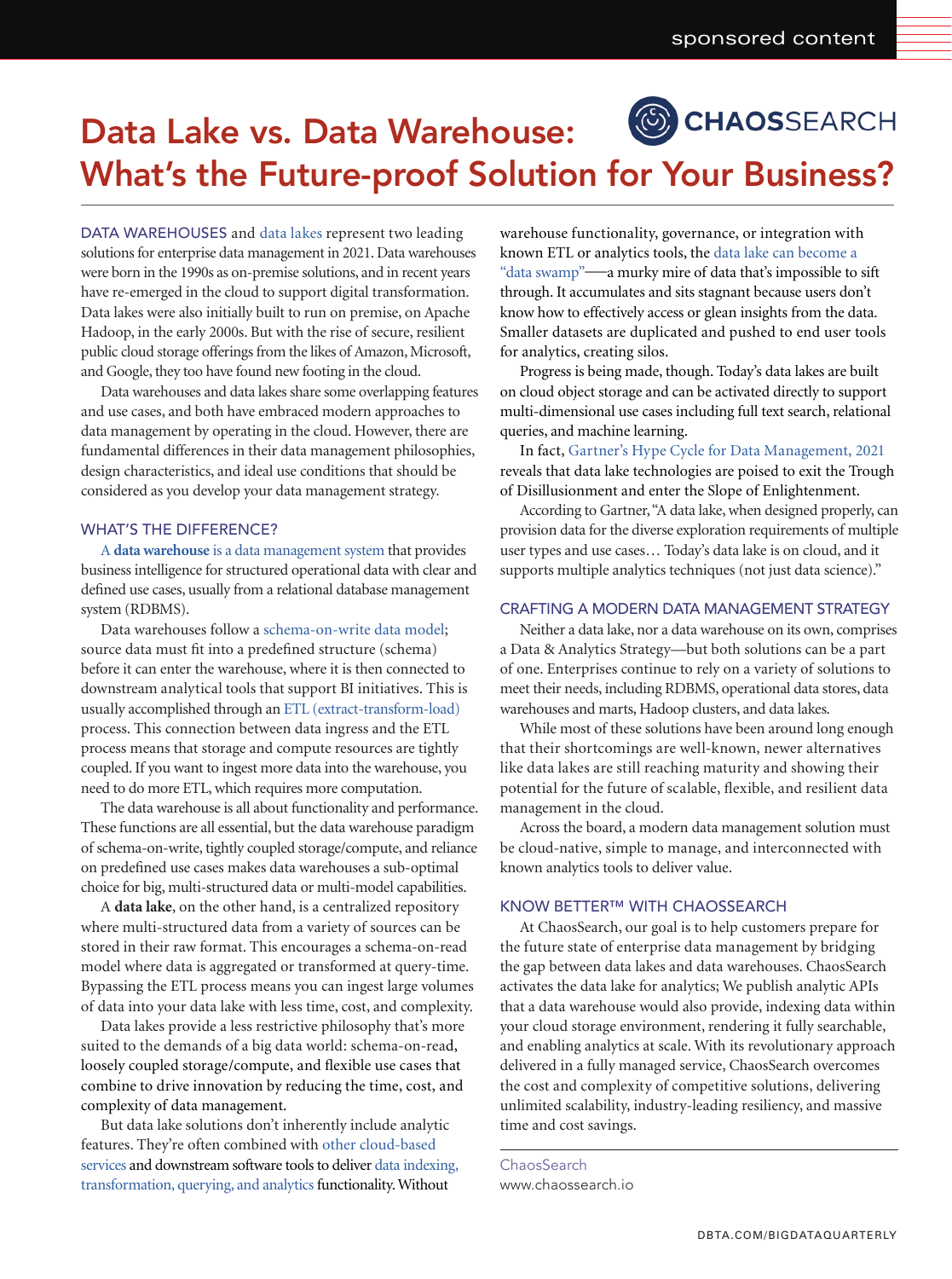sponsored content

# Data Lake vs. Data Warehouse: What's the Future-proof Solution for Your Business?

CHAOSSEARCH

DATA WAREHOUSES and data lakes represent two leading solutions for enterprise data management in 2021. Data warehouses were born in the 1990s as on-premise solutions, and in recent years have re-emerged in the cloud to support digital transformation. Data lakes were also initially built to run on premise, on Apache Hadoop, in the early 2000s. But with the rise of secure, resilient public cloud storage offerings from the likes of Amazon, Microsoft, and Google, they too have found new footing in the cloud.

Data warehouses and data lakes share some overlapping features and use cases, and both have embraced modern approaches to data management by operating in the cloud. However, there are fundamental differences in their data management philosophies, design characteristics, and ideal use conditions that should be considered as you develop your data management strategy.

## WHAT'S THE DIFFERENCE?

A **data warehouse** is a data management system that provides business intelligence for structured operational data with clear and defined use cases, usually from a relational database management system (RDBMS).

Data warehouses follow a schema-on-write data model; source data must fit into a predefined structure (schema) before it can enter the warehouse, where it is then connected to downstream analytical tools that support BI initiatives. This is usually accomplished through an ETL (extract-transform-load) process. This connection between data ingress and the ETL process means that storage and compute resources are tightly coupled. If you want to ingest more data into the warehouse, you need to do more ETL, which requires more computation.

The data warehouse is all about functionality and performance. These functions are all essential, but the data warehouse paradigm of schema-on-write, tightly coupled storage/compute, and reliance on predefined use cases makes data warehouses a sub-optimal choice for big, multi-structured data or multi-model capabilities.

A **data lake**, on the other hand, is a centralized repository where multi-structured data from a variety of sources can be stored in their raw format. This encourages a schema-on-read model where data is aggregated or transformed at query-time. Bypassing the ETL process means you can ingest large volumes of data into your data lake with less time, cost, and complexity.

Data lakes provide a less restrictive philosophy that's more suited to the demands of a big data world: schema-on-read, loosely coupled storage/compute, and flexible use cases that combine to drive innovation by reducing the time, cost, and complexity of data management.

But data lake solutions don't inherently include analytic features. They're often combined with other cloud-based services and downstream software tools to deliver data indexing, transformation, querying, and analytics functionality. Without warehouse functionality, governance, or integration with known ETL or analytics tools, the data lake can become a "data swamp"—a murky mire of data that's impossible to sift through. It accumulates and sits stagnant because users don't know how to effectively access or glean insights from the data. Smaller datasets are duplicated and pushed to end user tools for analytics, creating silos.

Progress is being made, though. Today's data lakes are built on cloud object storage and can be activated directly to support multi-dimensional use cases including full text search, relational queries, and machine learning.

In fact, Gartner's Hype Cycle for Data Management, 2021 reveals that data lake technologies are poised to exit the Trough of Disillusionment and enter the Slope of Enlightenment.

According to Gartner, "A data lake, when designed properly, can provision data for the diverse exploration requirements of multiple user types and use cases… Today's data lake is on cloud, and it supports multiple analytics techniques (not just data science)."

## CRAFTING A MODERN DATA MANAGEMENT STRATEGY

Neither a data lake, nor a data warehouse on its own, comprises a Data & Analytics Strategy—but both solutions can be a part of one. Enterprises continue to rely on a variety of solutions to meet their needs, including RDBMS, operational data stores, data warehouses and marts, Hadoop clusters, and data lakes.

While most of these solutions have been around long enough that their shortcomings are well-known, newer alternatives like data lakes are still reaching maturity and showing their potential for the future of scalable, flexible, and resilient data management in the cloud.

Across the board, a modern data management solution must be cloud-native, simple to manage, and interconnected with known analytics tools to deliver value.

## KNOW BETTER™ WITH CHAOSSEARCH

At ChaosSearch, our goal is to help customers prepare for the future state of enterprise data management by bridging the gap between data lakes and data warehouses. ChaosSearch activates the data lake for analytics; We publish analytic APIs that a data warehouse would also provide, indexing data within your cloud storage environment, rendering it fully searchable, and enabling analytics at scale. With its revolutionary approach delivered in a fully managed service, ChaosSearch overcomes the cost and complexity of competitive solutions, delivering unlimited scalability, industry-leading resiliency, and massive time and cost savings.

ChaosSearch
www.chaossearch.io